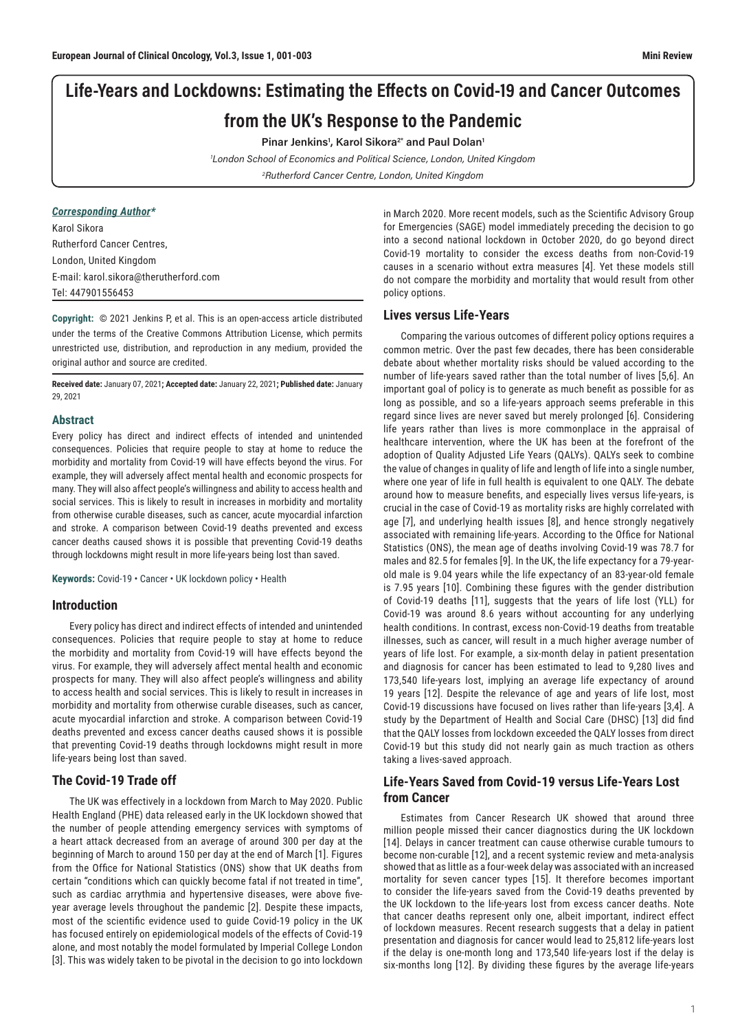# Life-Years and Lockdowns: Estimating the Effects on Covid-19 and Cancer Outcomes from the UK's Response to the Pandemic

**Pinar Jenkins[1], Karol Sikora[2*] and Paul Dolan[1]**

*[1]London School of Economics and Political Science, London, United Kingdom*

*[2]Rutherford Cancer Centre, London, United Kingdom*

***Corresponding Author****

Karol Sikora
Rutherford Cancer Centres,
London, United Kingdom
E-mail: karol.sikora@therutherford.com
Tel: 447901556453

**Copyright:** © 2021 Jenkins P, et al. This is an open-access article distributed under the terms of the Creative Commons Attribution License, which permits unrestricted use, distribution, and reproduction in any medium, provided the original author and source are credited.

**Received date:** January 07, 2021**; Accepted date:** January 22, 2021**; Published date:** January 29, 2021

## Abstract

Every policy has direct and indirect effects of intended and unintended consequences. Policies that require people to stay at home to reduce the morbidity and mortality from Covid-19 will have effects beyond the virus. For example, they will adversely affect mental health and economic prospects for many. They will also affect people's willingness and ability to access health and social services. This is likely to result in increases in morbidity and mortality from otherwise curable diseases, such as cancer, acute myocardial infarction and stroke. A comparison between Covid-19 deaths prevented and excess cancer deaths caused shows it is possible that preventing Covid-19 deaths through lockdowns might result in more life-years being lost than saved.

**Keywords:** Covid-19 • Cancer • UK lockdown policy • Health

## Introduction

Every policy has direct and indirect effects of intended and unintended consequences. Policies that require people to stay at home to reduce the morbidity and mortality from Covid-19 will have effects beyond the virus. For example, they will adversely affect mental health and economic prospects for many. They will also affect people's willingness and ability to access health and social services. This is likely to result in increases in morbidity and mortality from otherwise curable diseases, such as cancer, acute myocardial infarction and stroke. A comparison between Covid-19 deaths prevented and excess cancer deaths caused shows it is possible that preventing Covid-19 deaths through lockdowns might result in more life-years being lost than saved.

## The Covid-19 Trade off

The UK was effectively in a lockdown from March to May 2020. Public Health England (PHE) data released early in the UK lockdown showed that the number of people attending emergency services with symptoms of a heart attack decreased from an average of around 300 per day at the beginning of March to around 150 per day at the end of March [1]. Figures from the Office for National Statistics (ONS) show that UK deaths from certain "conditions which can quickly become fatal if not treated in time", such as cardiac arrythmia and hypertensive diseases, were above five-year average levels throughout the pandemic [2]. Despite these impacts, most of the scientific evidence used to guide Covid-19 policy in the UK has focused entirely on epidemiological models of the effects of Covid-19 alone, and most notably the model formulated by Imperial College London [3]. This was widely taken to be pivotal in the decision to go into lockdown in March 2020. More recent models, such as the Scientific Advisory Group for Emergencies (SAGE) model immediately preceding the decision to go into a second national lockdown in October 2020, do go beyond direct Covid-19 mortality to consider the excess deaths from non-Covid-19 causes in a scenario without extra measures [4]. Yet these models still do not compare the morbidity and mortality that would result from other policy options.

## Lives versus Life-Years

Comparing the various outcomes of different policy options requires a common metric. Over the past few decades, there has been considerable debate about whether mortality risks should be valued according to the number of life-years saved rather than the total number of lives [5,6]. An important goal of policy is to generate as much benefit as possible for as long as possible, and so a life-years approach seems preferable in this regard since lives are never saved but merely prolonged [6]. Considering life years rather than lives is more commonplace in the appraisal of healthcare intervention, where the UK has been at the forefront of the adoption of Quality Adjusted Life Years (QALYs). QALYs seek to combine the value of changes in quality of life and length of life into a single number, where one year of life in full health is equivalent to one QALY. The debate around how to measure benefits, and especially lives versus life-years, is crucial in the case of Covid-19 as mortality risks are highly correlated with age [7], and underlying health issues [8], and hence strongly negatively associated with remaining life-years. According to the Office for National Statistics (ONS), the mean age of deaths involving Covid-19 was 78.7 for males and 82.5 for females [9]. In the UK, the life expectancy for a 79-year-old male is 9.04 years while the life expectancy of an 83-year-old female is 7.95 years [10]. Combining these figures with the gender distribution of Covid-19 deaths [11], suggests that the years of life lost (YLL) for Covid-19 was around 8.6 years without accounting for any underlying health conditions. In contrast, excess non-Covid-19 deaths from treatable illnesses, such as cancer, will result in a much higher average number of years of life lost. For example, a six-month delay in patient presentation and diagnosis for cancer has been estimated to lead to 9,280 lives and 173,540 life-years lost, implying an average life expectancy of around 19 years [12]. Despite the relevance of age and years of life lost, most Covid-19 discussions have focused on lives rather than life-years [3,4]. A study by the Department of Health and Social Care (DHSC) [13] did find that the QALY losses from lockdown exceeded the QALY losses from direct Covid-19 but this study did not nearly gain as much traction as others taking a lives-saved approach.

## Life-Years Saved from Covid-19 versus Life-Years Lost from Cancer

Estimates from Cancer Research UK showed that around three million people missed their cancer diagnostics during the UK lockdown [14]. Delays in cancer treatment can cause otherwise curable tumours to become non-curable [12], and a recent systemic review and meta-analysis showed that as little as a four-week delay was associated with an increased mortality for seven cancer types [15]. It therefore becomes important to consider the life-years saved from the Covid-19 deaths prevented by the UK lockdown to the life-years lost from excess cancer deaths. Note that cancer deaths represent only one, albeit important, indirect effect of lockdown measures. Recent research suggests that a delay in patient presentation and diagnosis for cancer would lead to 25,812 life-years lost if the delay is one-month long and 173,540 life-years lost if the delay is six-months long [12]. By dividing these figures by the average life-years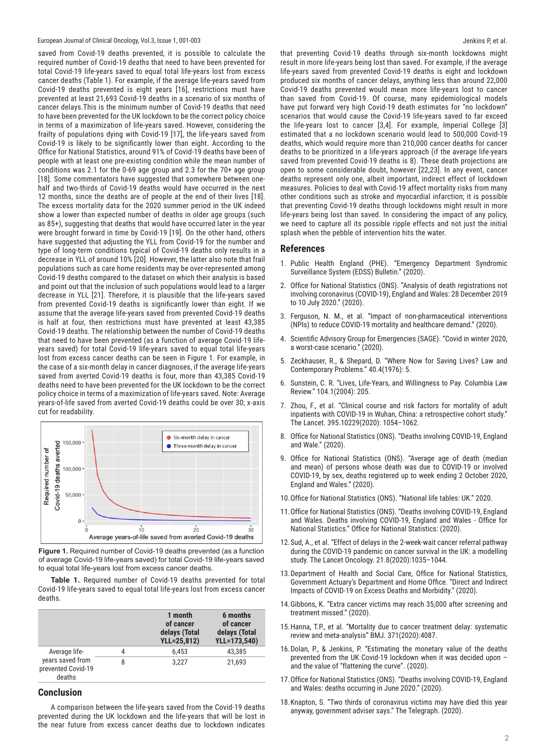saved from Covid-19 deaths prevented, it is possible to calculate the required number of Covid-19 deaths that need to have been prevented for total Covid-19 life-years saved to equal total life-years lost from excess cancer deaths (Table 1). For example, if the average life-years saved from Covid-19 deaths prevented is eight years [16], restrictions must have prevented at least 21,693 Covid-19 deaths in a scenario of six months of cancer delays.This is the minimum number of Covid-19 deaths that need to have been prevented for the UK lockdown to be the correct policy choice in terms of a maximization of life-years saved. However, considering the frailty of populations dying with Covid-19 [17], the life-years saved from Covid-19 is likely to be significantly lower than eight. According to the Office for National Statistics, around 91% of Covid-19 deaths have been of people with at least one pre-existing condition while the mean number of conditions was 2.1 for the 0-69 age group and 2.3 for the 70+ age group [18]. Some commentators have suggested that somewhere between one-half and two-thirds of Covid-19 deaths would have occurred in the next 12 months, since the deaths are of people at the end of their lives [18]. The excess mortality data for the 2020 summer period in the UK indeed show a lower than expected number of deaths in older age groups (such as 85+), suggesting that deaths that would have occurred later in the year were brought forward in time by Covid-19 [19]. On the other hand, others have suggested that adjusting the YLL from Covid-19 for the number and type of long-term conditions typical of Covid-19 deaths only results in a decrease in YLL of around 10% [20]. However, the latter also note that frail populations such as care home residents may be over-represented among Covid-19 deaths compared to the dataset on which their analysis is based and point out that the inclusion of such populations would lead to a larger decrease in YLL [21]. Therefore, it is plausible that the life-years saved from prevented Covid-19 deaths is significantly lower than eight. If we assume that the average life-years saved from prevented Covid-19 deaths is half at four, then restrictions must have prevented at least 43,385 Covid-19 deaths. The relationship between the number of Covid-19 deaths that need to have been prevented (as a function of average Covid-19 life-years saved) for total Covid-19 life-years saved to equal total life-years lost from excess cancer deaths can be seen in Figure 1. For example, in the case of a six-month delay in cancer diagnoses, if the average life-years saved from averted Covid-19 deaths is four, more than 43,385 Covid-19 deaths need to have been prevented for the UK lockdown to be the correct policy choice in terms of a maximization of life-years saved. Note: Average years-of-life saved from averted Covid-19 deaths could be over 30; x-axis cut for readability.

**Figure 1.** Required number of Covid-19 deaths prevented (as a function of average Covid-19 life-years saved) for total Covid-19 life-years saved to equal total life-years lost from excess cancer deaths.

**Table 1.** Required number of Covid-19 deaths prevented for total Covid-19 life-years saved to equal total life-years lost from excess cancer deaths.

| | | 1 month of cancer delays (Total YLL=25,812) | 6 months of cancer delays (Total YLL=173,540) |
|---|---|---|---|
| Average life-years saved from prevented Covid-19 deaths | 4 | 6,453 | 43,385 |
| | 8 | 3,227 | 21,693 |

## Conclusion

A comparison between the life-years saved from the Covid-19 deaths prevented during the UK lockdown and the life-years that will be lost in the near future from excess cancer deaths due to lockdown indicates that preventing Covid-19 deaths through six-month lockdowns might result in more life-years being lost than saved. For example, if the average life-years saved from prevented Covid-19 deaths is eight and lockdown produced six months of cancer delays, anything less than around 22,000 Covid-19 deaths prevented would mean more life-years lost to cancer than saved from Covid-19. Of course, many epidemiological models have put forward very high Covid-19 death estimates for "no lockdown" scenarios that would cause the Covid-19 life-years saved to far exceed the life-years lost to cancer [3,4]. For example, Imperial College [3] estimated that a no lockdown scenario would lead to 500,000 Covid-19 deaths, which would require more than 210,000 cancer deaths for cancer deaths to be prioritized in a life-years approach (if the average life-years saved from prevented Covid-19 deaths is 8). These death projections are open to some considerable doubt, however [22,23]. In any event, cancer deaths represent only one, albeit important, indirect effect of lockdown measures. Policies to deal with Covid-19 affect mortality risks from many other conditions such as stroke and myocardial infarction; it is possible that preventing Covid-19 deaths through lockdowns might result in more life-years being lost than saved. In considering the impact of any policy, we need to capture all its possible ripple effects and not just the initial splash when the pebble of intervention hits the water.

## References

1. Public Health England (PHE). "Emergency Department Syndromic Surveillance System (EDSS) Bulletin." (2020).
2. Office for National Statistics (ONS). "Analysis of death registrations not involving coronavirus (COVID-19), England and Wales: 28 December 2019 to 10 July 2020." (2020).
3. Ferguson, N. M., et al. "Impact of non-pharmaceutical interventions (NPIs) to reduce COVID-19 mortality and healthcare demand." (2020).
4. Scientific Advisory Group for Emergencies (SAGE). "Covid in winter 2020, a worst-case scenario." (2020).
5. Zeckhauser, R., & Shepard, D. "Where Now for Saving Lives? Law and Contemporary Problems." 40.4(1976): 5.
6. Sunstein, C. R. "Lives, Life-Years, and Willingness to Pay. Columbia Law Review." 104.1(2004): 205.
7. Zhou, F., et al. "Clinical course and risk factors for mortality of adult inpatients with COVID-19 in Wuhan, China: a retrospective cohort study." The Lancet. 395.10229(2020): 1054–1062.
8. Office for National Statistics (ONS). "Deaths involving COVID-19, England and Wale." (2020).
9. Office for National Statistics (ONS). "Average age of death (median and mean) of persons whose death was due to COVID-19 or involved COVID-19, by sex, deaths registered up to week ending 2 October 2020, England and Wales." (2020).
10. Office for National Statistics (ONS). "National life tables: UK." 2020.
11. Office for National Statistics (ONS). "Deaths involving COVID-19, England and Wales. Deaths involving COVID-19, England and Wales - Office for National Statistics." Office for National Statistics: (2020).
12. Sud, A., et al. "Effect of delays in the 2-week-wait cancer referral pathway during the COVID-19 pandemic on cancer survival in the UK: a modelling study. The Lancet Oncology. 21.8(2020):1035–1044.
13. Department of Health and Social Care, Office for National Statistics, Government Actuary's Department and Home Office. "Direct and Indirect Impacts of COVID-19 on Excess Deaths and Morbidity." (2020).
14. Gibbons, K. "Extra cancer victims may reach 35,000 after screening and treatment missed." (2020).
15. Hanna, T.P., et al. "Mortality due to cancer treatment delay: systematic review and meta-analysis" BMJ. 371(2020):4087.
16. Dolan, P., & Jenkins, P. "Estimating the monetary value of the deaths prevented from the UK Covid-19 lockdown when it was decided upon – and the value of "flattening the curve". (2020).
17. Office for National Statistics (ONS). "Deaths involving COVID-19, England and Wales: deaths occurring in June 2020." (2020).
18. Knapton, S. "Two thirds of coronavirus victims may have died this year anyway, government adviser says." The Telegraph. (2020).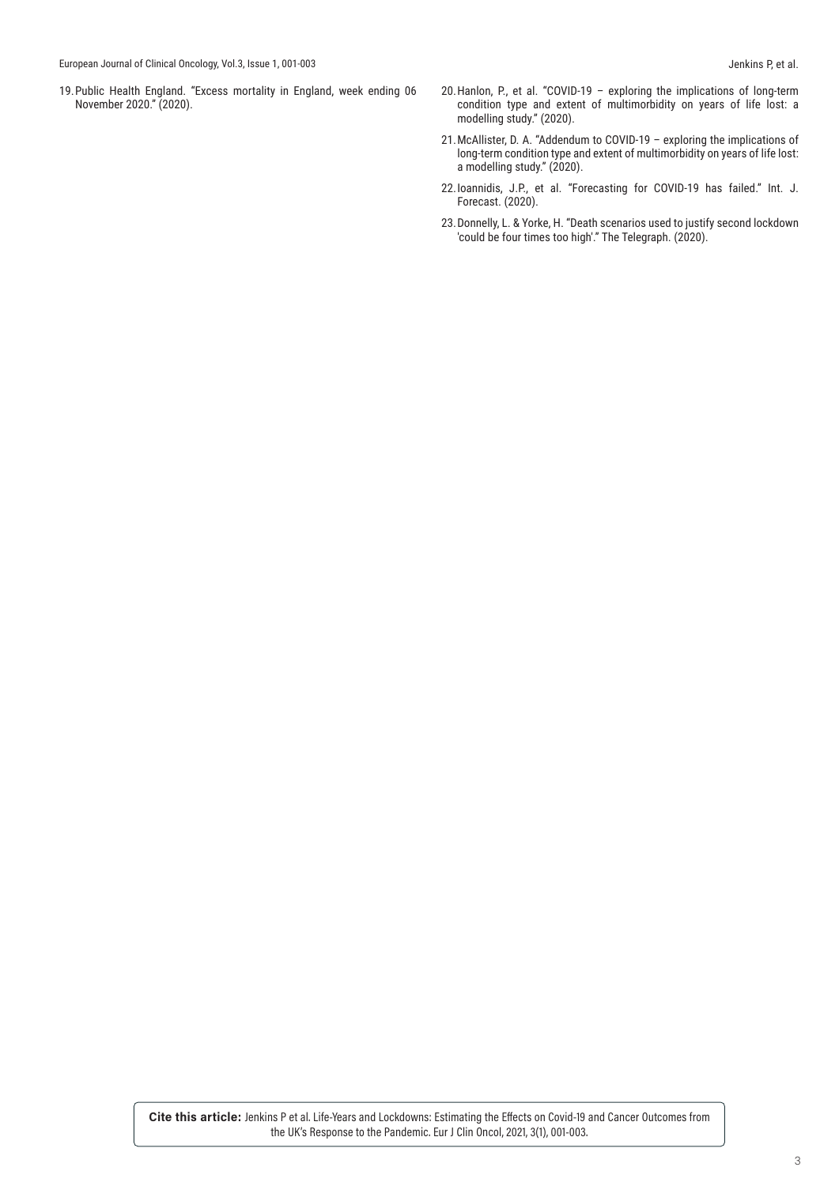19. Public Health England. "Excess mortality in England, week ending 06 November 2020." (2020).

20. Hanlon, P., et al. "COVID-19 – exploring the implications of long-term condition type and extent of multimorbidity on years of life lost: a modelling study." (2020).

21. McAllister, D. A. "Addendum to COVID-19 – exploring the implications of long-term condition type and extent of multimorbidity on years of life lost: a modelling study." (2020).

22. Ioannidis, J.P., et al. "Forecasting for COVID-19 has failed." Int. J. Forecast. (2020).

23. Donnelly, L. & Yorke, H. "Death scenarios used to justify second lockdown 'could be four times too high'." The Telegraph. (2020).

**Cite this article:** Jenkins P et al. Life-Years and Lockdowns: Estimating the Effects on Covid-19 and Cancer Outcomes from the UK's Response to the Pandemic. Eur J Clin Oncol, 2021, 3(1), 001-003.